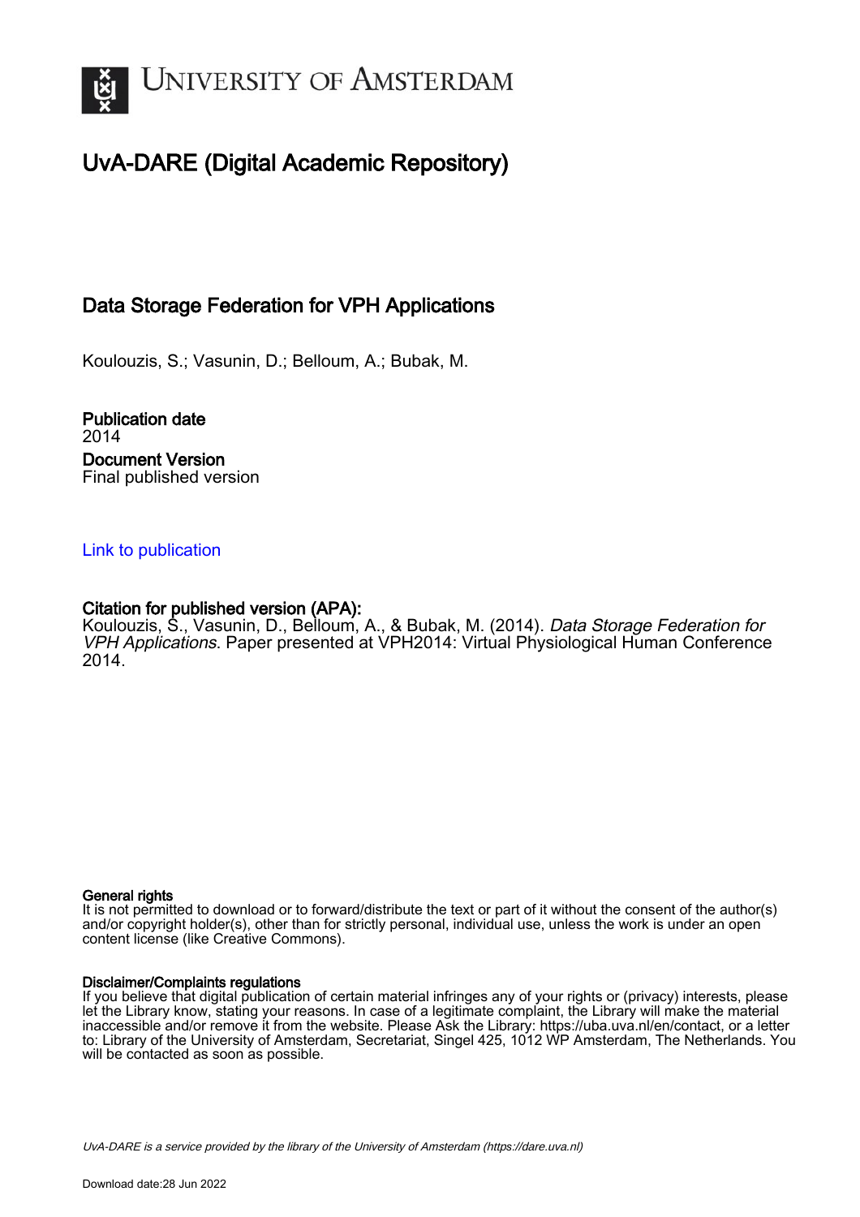UNIVERSITY OF AMSTERDAM

# UvA-DARE (Digital Academic Repository)

## Data Storage Federation for VPH Applications

Koulouzis, S.; Vasunin, D.; Belloum, A.; Bubak, M.

**Publication date**
2014

**Document Version**
Final published version

Link to publication

**Citation for published version (APA):**
Koulouzis, S., Vasunin, D., Belloum, A., & Bubak, M. (2014). *Data Storage Federation for VPH Applications*. Paper presented at VPH2014: Virtual Physiological Human Conference 2014.

**General rights**
It is not permitted to download or to forward/distribute the text or part of it without the consent of the author(s) and/or copyright holder(s), other than for strictly personal, individual use, unless the work is under an open content license (like Creative Commons).

**Disclaimer/Complaints regulations**
If you believe that digital publication of certain material infringes any of your rights or (privacy) interests, please let the Library know, stating your reasons. In case of a legitimate complaint, the Library will make the material inaccessible and/or remove it from the website. Please Ask the Library: https://uba.uva.nl/en/contact, or a letter to: Library of the University of Amsterdam, Secretariat, Singel 425, 1012 WP Amsterdam, The Netherlands. You will be contacted as soon as possible.

*UvA-DARE is a service provided by the library of the University of Amsterdam (https://dare.uva.nl)*

Download date:28 Jun 2022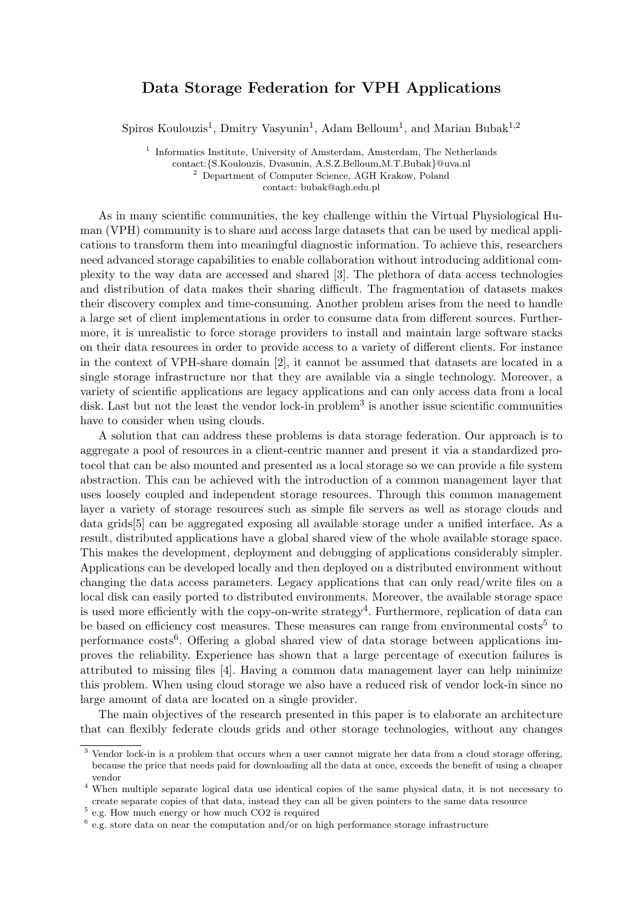# Data Storage Federation for VPH Applications

Spiros Koulouzis[1], Dmitry Vasyunin[1], Adam Belloum[1], and Marian Bubak[1,2]

[1] Informatics Institute, University of Amsterdam, Amsterdam, The Netherlands
contact:{S.Koulouzis, Dvasunin, A.S.Z.Belloum,M.T.Bubak}@uva.nl
[2] Department of Computer Science, AGH Krakow, Poland
contact: bubak@agh.edu.pl

As in many scientific communities, the key challenge within the Virtual Physiological Human (VPH) community is to share and access large datasets that can be used by medical applications to transform them into meaningful diagnostic information. To achieve this, researchers need advanced storage capabilities to enable collaboration without introducing additional complexity to the way data are accessed and shared [3]. The plethora of data access technologies and distribution of data makes their sharing difficult. The fragmentation of datasets makes their discovery complex and time-consuming. Another problem arises from the need to handle a large set of client implementations in order to consume data from different sources. Furthermore, it is unrealistic to force storage providers to install and maintain large software stacks on their data resources in order to provide access to a variety of different clients. For instance in the context of VPH-share domain [2], it cannot be assumed that datasets are located in a single storage infrastructure nor that they are available via a single technology. Moreover, a variety of scientific applications are legacy applications and can only access data from a local disk. Last but not the least the vendor lock-in problem[3] is another issue scientific communities have to consider when using clouds.

A solution that can address these problems is data storage federation. Our approach is to aggregate a pool of resources in a client-centric manner and present it via a standardized protocol that can be also mounted and presented as a local storage so we can provide a file system abstraction. This can be achieved with the introduction of a common management layer that uses loosely coupled and independent storage resources. Through this common management layer a variety of storage resources such as simple file servers as well as storage clouds and data grids[5] can be aggregated exposing all available storage under a unified interface. As a result, distributed applications have a global shared view of the whole available storage space. This makes the development, deployment and debugging of applications considerably simpler. Applications can be developed locally and then deployed on a distributed environment without changing the data access parameters. Legacy applications that can only read/write files on a local disk can easily ported to distributed environments. Moreover, the available storage space is used more efficiently with the copy-on-write strategy[4]. Furthermore, replication of data can be based on efficiency cost measures. These measures can range from environmental costs[5] to performance costs[6]. Offering a global shared view of data storage between applications improves the reliability. Experience has shown that a large percentage of execution failures is attributed to missing files [4]. Having a common data management layer can help minimize this problem. When using cloud storage we also have a reduced risk of vendor lock-in since no large amount of data are located on a single provider.

The main objectives of the research presented in this paper is to elaborate an architecture that can flexibly federate clouds grids and other storage technologies, without any changes

[3] Vendor lock-in is a problem that occurs when a user cannot migrate her data from a cloud storage offering, because the price that needs paid for downloading all the data at once, exceeds the benefit of using a cheaper vendor

[4] When multiple separate logical data use identical copies of the same physical data, it is not necessary to create separate copies of that data, instead they can all be given pointers to the same data resource

[5] e.g. How much energy or how much CO2 is required

[6] e.g. store data on near the computation and/or on high performance storage infrastructure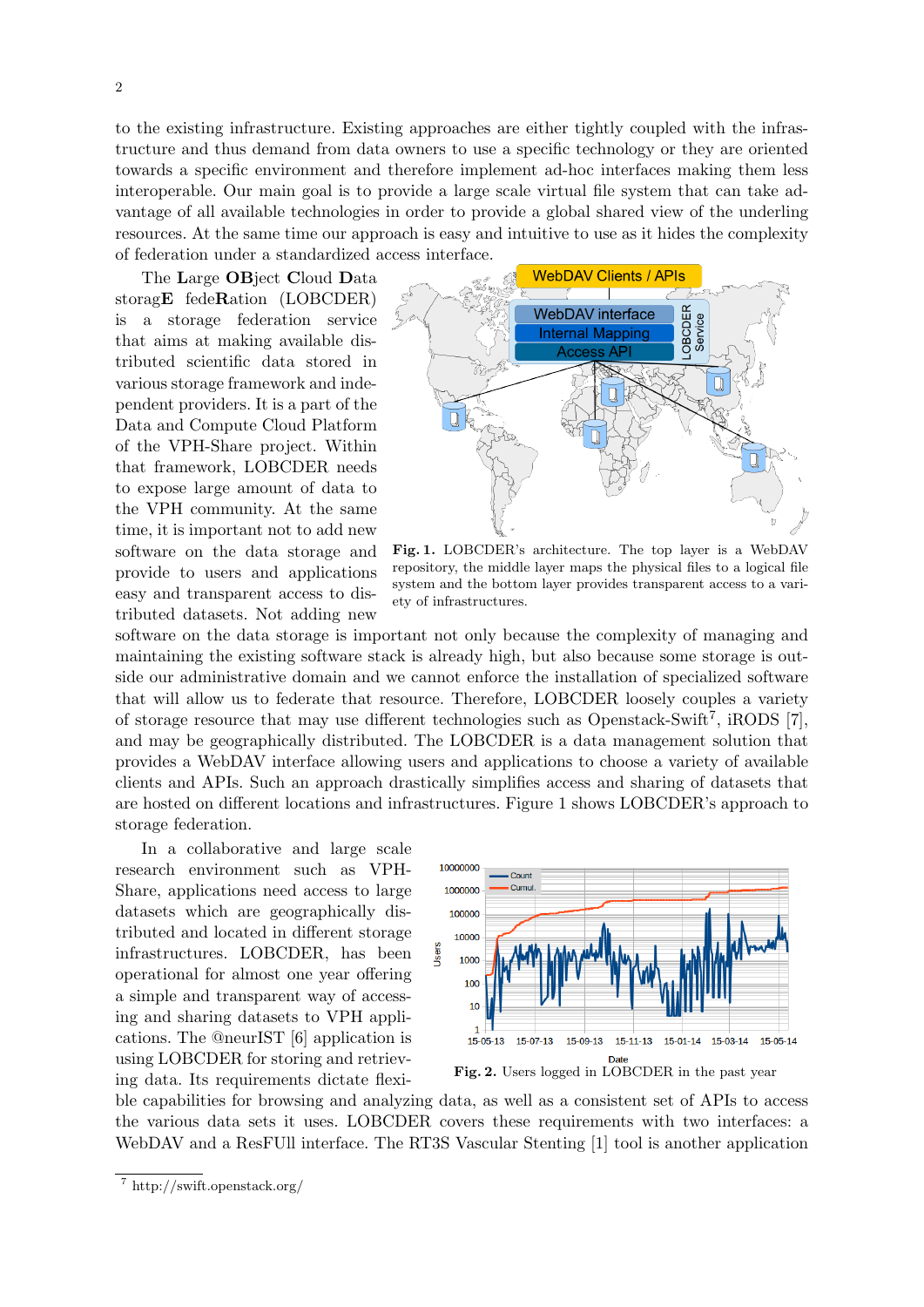to the existing infrastructure. Existing approaches are either tightly coupled with the infrastructure and thus demand from data owners to use a specific technology or they are oriented towards a specific environment and therefore implement ad-hoc interfaces making them less interoperable. Our main goal is to provide a large scale virtual file system that can take advantage of all available technologies in order to provide a global shared view of the underling resources. At the same time our approach is easy and intuitive to use as it hides the complexity of federation under a standardized access interface.

The **L**arge **OB**ject **C**loud **D**ata storag**E** fede**R**ation (LOBCDER) is a storage federation service that aims at making available distributed scientific data stored in various storage framework and independent providers. It is a part of the Data and Compute Cloud Platform of the VPH-Share project. Within that framework, LOBCDER needs to expose large amount of data to the VPH community. At the same time, it is important not to add new software on the data storage and provide to users and applications easy and transparent access to distributed datasets. Not adding new software on the data storage is important not only because the complexity of managing and maintaining the existing software stack is already high, but also because some storage is outside our administrative domain and we cannot enforce the installation of specialized software that will allow us to federate that resource. Therefore, LOBCDER loosely couples a variety of storage resource that may use different technologies such as Openstack-Swift[7], iRODS [7], and may be geographically distributed. The LOBCDER is a data management solution that provides a WebDAV interface allowing users and applications to choose a variety of available clients and APIs. Such an approach drastically simplifies access and sharing of datasets that are hosted on different locations and infrastructures. Figure 1 shows LOBCDER's approach to storage federation.

**Fig. 1.** LOBCDER's architecture. The top layer is a WebDAV repository, the middle layer maps the physical files to a logical file system and the bottom layer provides transparent access to a variety of infrastructures.

In a collaborative and large scale research environment such as VPH-Share, applications need access to large datasets which are geographically distributed and located in different storage infrastructures. LOBCDER, has been operational for almost one year offering a simple and transparent way of accessing and sharing datasets to VPH applications. The @neurIST [6] application is using LOBCDER for storing and retrieving data. Its requirements dictate flexible capabilities for browsing and analyzing data, as well as a consistent set of APIs to access the various data sets it uses. LOBCDER covers these requirements with two interfaces: a WebDAV and a ResFUll interface. The RT3S Vascular Stenting [1] tool is another application

**Fig. 2.** Users logged in LOBCDER in the past year

[7] http://swift.openstack.org/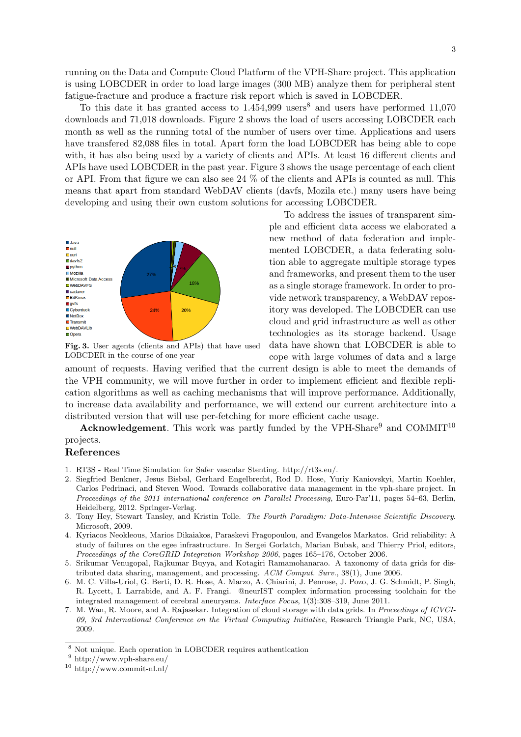running on the Data and Compute Cloud Platform of the VPH-Share project. This application is using LOBCDER in order to load large images (300 MB) analyze them for peripheral stent fatigue-fracture and produce a fracture risk report which is saved in LOBCDER.

To this date it has granted access to 1.454,999 users[8] and users have performed 11,070 downloads and 71,018 downloads. Figure 2 shows the load of users accessing LOBCDER each month as well as the running total of the number of users over time. Applications and users have transfered 82,088 files in total. Apart form the load LOBCDER has being able to cope with, it has also being used by a variety of clients and APIs. At least 16 different clients and APIs have used LOBCDER in the past year. Figure 3 shows the usage percentage of each client or API. From that figure we can also see 24 % of the clients and APIs is counted as null. This means that apart from standard WebDAV clients (davfs, Mozila etc.) many users have being developing and using their own custom solutions for accessing LOBCDER.

Java
null
curl
davfs2
python
Mozilla
Microsoft Data Access
WebDAVFS
cadaver
BitKinex
gvfs
Cyberduck
NetBox
Transmit
WebDAVLib
Opera

27%
24%
20%
18%
7%

**Fig. 3.** User agents (clients and APIs) that have used LOBCDER in the course of one year

To address the issues of transparent simple and efficient data access we elaborated a new method of data federation and implemented LOBCDER, a data federating solution able to aggregate multiple storage types and frameworks, and present them to the user as a single storage framework. In order to provide network transparency, a WebDAV repository was developed. The LOBCDER can use cloud and grid infrastructure as well as other technologies as its storage backend. Usage data have shown that LOBCDER is able to cope with large volumes of data and a large amount of requests. Having verified that the current design is able to meet the demands of the VPH community, we will move further in order to implement efficient and flexible replication algorithms as well as caching mechanisms that will improve performance. Additionally, to increase data availability and performance, we will extend our current architecture into a distributed version that will use pre-fetching for more efficient cache usage.

**Acknowledgement**. This work was partly funded by the VPH-Share[9] and COMMIT[10] projects.

## References

1. RT3S - Real Time Simulation for Safer vascular Stenting. http://rt3s.eu/.
2. Siegfried Benkner, Jesus Bisbal, Gerhard Engelbrecht, Rod D. Hose, Yuriy Kaniovskyi, Martin Koehler, Carlos Pedrinaci, and Steven Wood. Towards collaborative data management in the vph-share project. In *Proceedings of the 2011 international conference on Parallel Processing*, Euro-Par'11, pages 54–63, Berlin, Heidelberg, 2012. Springer-Verlag.
3. Tony Hey, Stewart Tansley, and Kristin Tolle. *The Fourth Paradigm: Data-Intensive Scientific Discovery*. Microsoft, 2009.
4. Kyriacos Neokleous, Marios Dikaiakos, Paraskevi Fragopoulou, and Evangelos Markatos. Grid reliability: A study of failures on the egee infrastructure. In Sergei Gorlatch, Marian Bubak, and Thierry Priol, editors, *Proceedings of the CoreGRID Integration Workshop 2006*, pages 165–176, October 2006.
5. Srikumar Venugopal, Rajkumar Buyya, and Kotagiri Ramamohanarao. A taxonomy of data grids for distributed data sharing, management, and processing. *ACM Comput. Surv.*, 38(1), June 2006.
6. M. C. Villa-Uriol, G. Berti, D. R. Hose, A. Marzo, A. Chiarini, J. Penrose, J. Pozo, J. G. Schmidt, P. Singh, R. Lycett, I. Larrabide, and A. F. Frangi. @neurIST complex information processing toolchain for the integrated management of cerebral aneurysms. *Interface Focus*, 1(3):308–319, June 2011.
7. M. Wan, R. Moore, and A. Rajasekar. Integration of cloud storage with data grids. In *Proceedings of ICVCI-09, 3rd International Conference on the Virtual Computing Initiative*, Research Triangle Park, NC, USA, 2009.

[8] Not unique. Each operation in LOBCDER requires authentication

[9] http://www.vph-share.eu/

[10] http://www.commit-nl.nl/